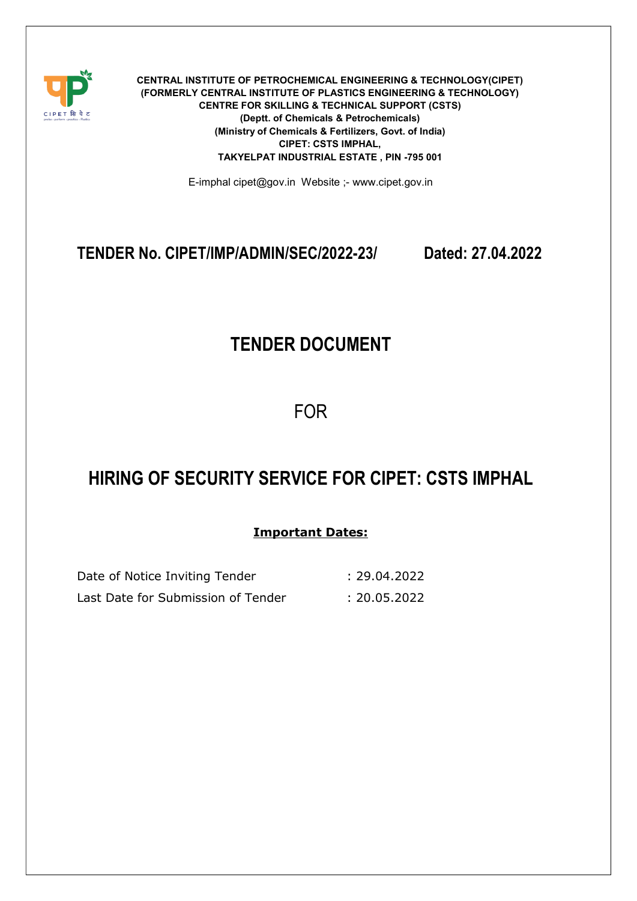**CENTRAL INSTITUTE OF PETROCHEMICAL ENGINEERING & TECHNOLOGY(CIPET)**
**(FORMERLY CENTRAL INSTITUTE OF PLASTICS ENGINEERING & TECHNOLOGY)**
**CENTRE FOR SKILLING & TECHNICAL SUPPORT (CSTS)**
**(Deptt. of Chemicals & Petrochemicals)**
**(Ministry of Chemicals & Fertilizers, Govt. of India)**
**CIPET: CSTS IMPHAL,**
**TAKYELPAT INDUSTRIAL ESTATE , PIN -795 001**

E-imphal cipet@gov.in Website ;- www.cipet.gov.in

## TENDER No. CIPET/IMP/ADMIN/SEC/2022-23/ Dated: 27.04.2022

# TENDER DOCUMENT

FOR

# HIRING OF SECURITY SERVICE FOR CIPET: CSTS IMPHAL

**Important Dates:**

| | |
|---|---|
| Date of Notice Inviting Tender | : 29.04.2022 |
| Last Date for Submission of Tender | : 20.05.2022 |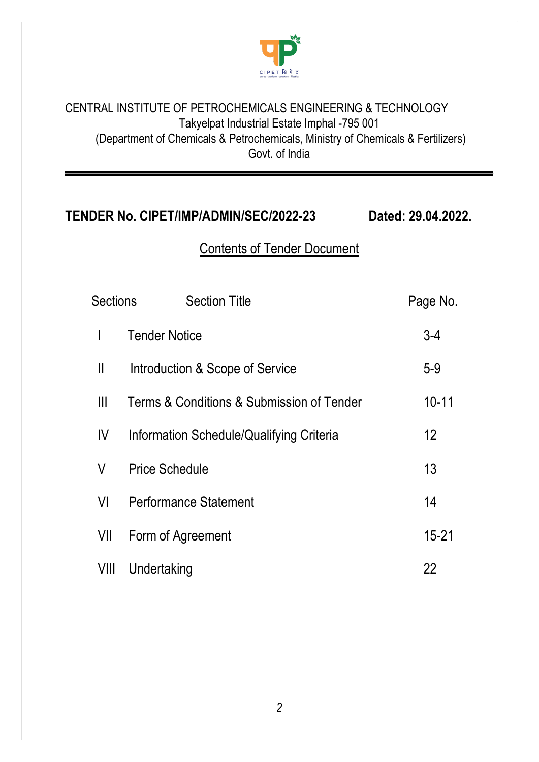CENTRAL INSTITUTE OF PETROCHEMICALS ENGINEERING & TECHNOLOGY
Takyelpat Industrial Estate Imphal -795 001
(Department of Chemicals & Petrochemicals, Ministry of Chemicals & Fertilizers)
Govt. of India

**TENDER No. CIPET/IMP/ADMIN/SEC/2022-23** **Dated: 29.04.2022.**

## Contents of Tender Document

| Sections | Section Title | Page No. |
|---|---|---|
| I | Tender Notice | 3-4 |
| II | Introduction & Scope of Service | 5-9 |
| III | Terms & Conditions & Submission of Tender | 10-11 |
| IV | Information Schedule/Qualifying Criteria | 12 |
| V | Price Schedule | 13 |
| VI | Performance Statement | 14 |
| VII | Form of Agreement | 15-21 |
| VIII | Undertaking | 22 |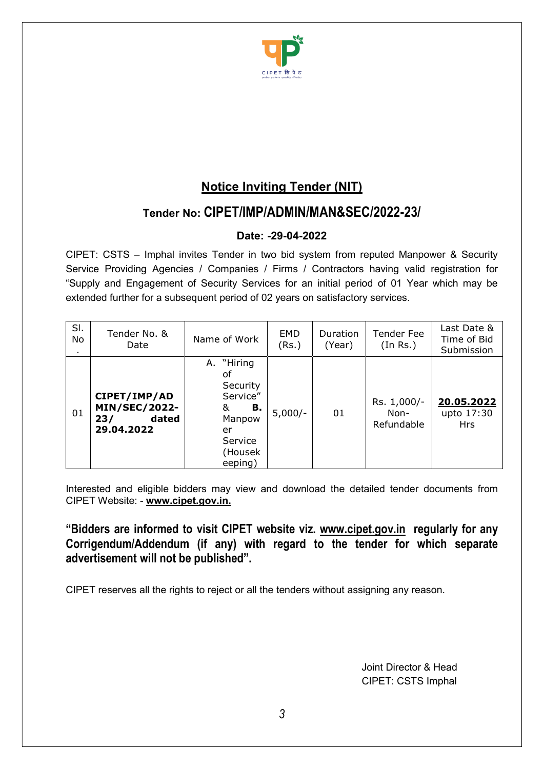## Notice Inviting Tender (NIT)

### Tender No: CIPET/IMP/ADMIN/MAN&SEC/2022-23/

**Date: -29-04-2022**

CIPET: CSTS – Imphal invites Tender in two bid system from reputed Manpower & Security Service Providing Agencies / Companies / Firms / Contractors having valid registration for "Supply and Engagement of Security Services for an initial period of 01 Year which may be extended further for a subsequent period of 02 years on satisfactory services.

| Sl. No. | Tender No. & Date | Name of Work | EMD (Rs.) | Duration (Year) | Tender Fee (In Rs.) | Last Date & Time of Bid Submission |
|---|---|---|---|---|---|---|
| 01 | **CIPET/IMP/ADMIN/SEC/2022-23/ dated 29.04.2022** | A. "Hiring of Security Service" & **B.** Manpower Service (Housekeeping) | 5,000/- | 01 | Rs. 1,000/- Non-Refundable | **20.05.2022** upto 17:30 Hrs |

Interested and eligible bidders may view and download the detailed tender documents from CIPET Website: - **www.cipet.gov.in.**

**"Bidders are informed to visit CIPET website viz. www.cipet.gov.in regularly for any Corrigendum/Addendum (if any) with regard to the tender for which separate advertisement will not be published".**

CIPET reserves all the rights to reject or all the tenders without assigning any reason.

Joint Director & Head
CIPET: CSTS Imphal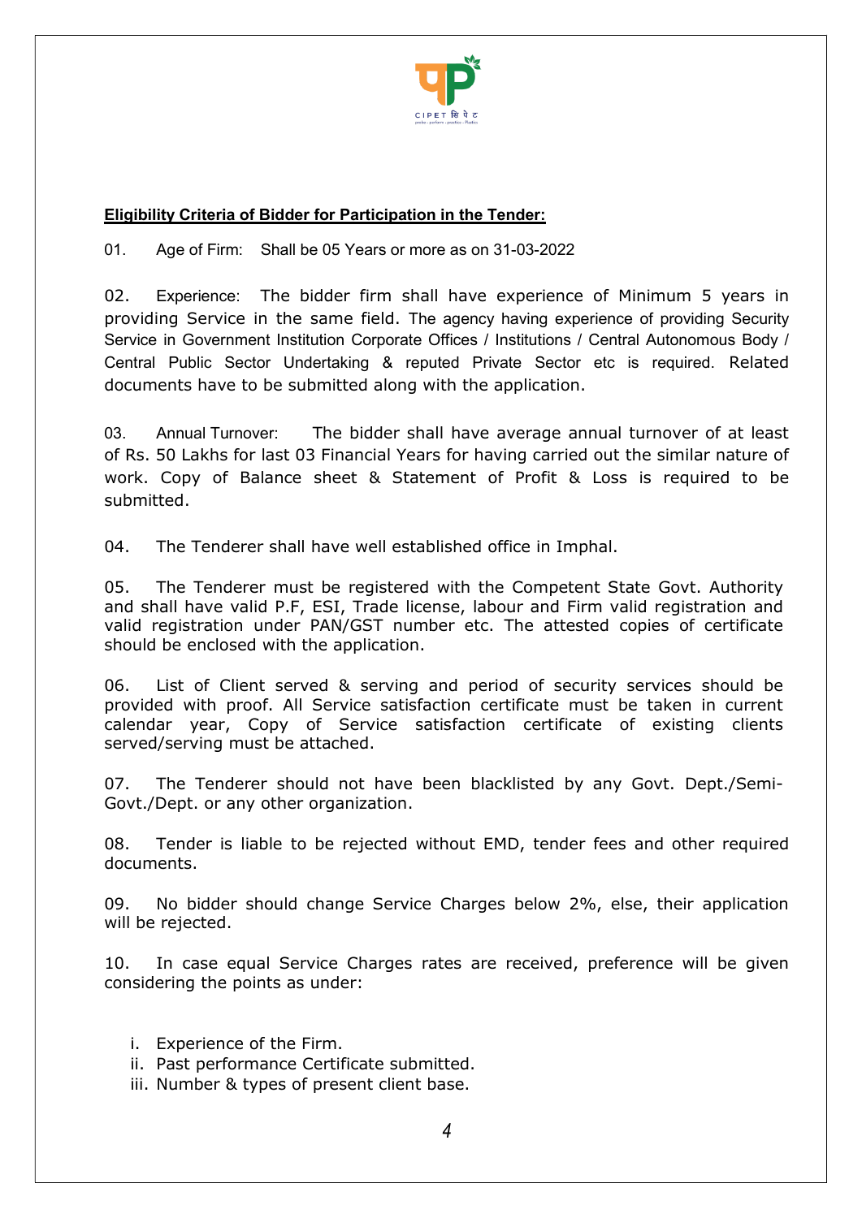**Eligibility Criteria of Bidder for Participation in the Tender:**

01. Age of Firm: Shall be 05 Years or more as on 31-03-2022

02. Experience: The bidder firm shall have experience of Minimum 5 years in providing Service in the same field. The agency having experience of providing Security Service in Government Institution Corporate Offices / Institutions / Central Autonomous Body / Central Public Sector Undertaking & reputed Private Sector etc is required. Related documents have to be submitted along with the application.

03. Annual Turnover: The bidder shall have average annual turnover of at least of Rs. 50 Lakhs for last 03 Financial Years for having carried out the similar nature of work. Copy of Balance sheet & Statement of Profit & Loss is required to be submitted.

04. The Tenderer shall have well established office in Imphal.

05. The Tenderer must be registered with the Competent State Govt. Authority and shall have valid P.F, ESI, Trade license, labour and Firm valid registration and valid registration under PAN/GST number etc. The attested copies of certificate should be enclosed with the application.

06. List of Client served & serving and period of security services should be provided with proof. All Service satisfaction certificate must be taken in current calendar year, Copy of Service satisfaction certificate of existing clients served/serving must be attached.

07. The Tenderer should not have been blacklisted by any Govt. Dept./Semi-Govt./Dept. or any other organization.

08. Tender is liable to be rejected without EMD, tender fees and other required documents.

09. No bidder should change Service Charges below 2%, else, their application will be rejected.

10. In case equal Service Charges rates are received, preference will be given considering the points as under:

i. Experience of the Firm.
ii. Past performance Certificate submitted.
iii. Number & types of present client base.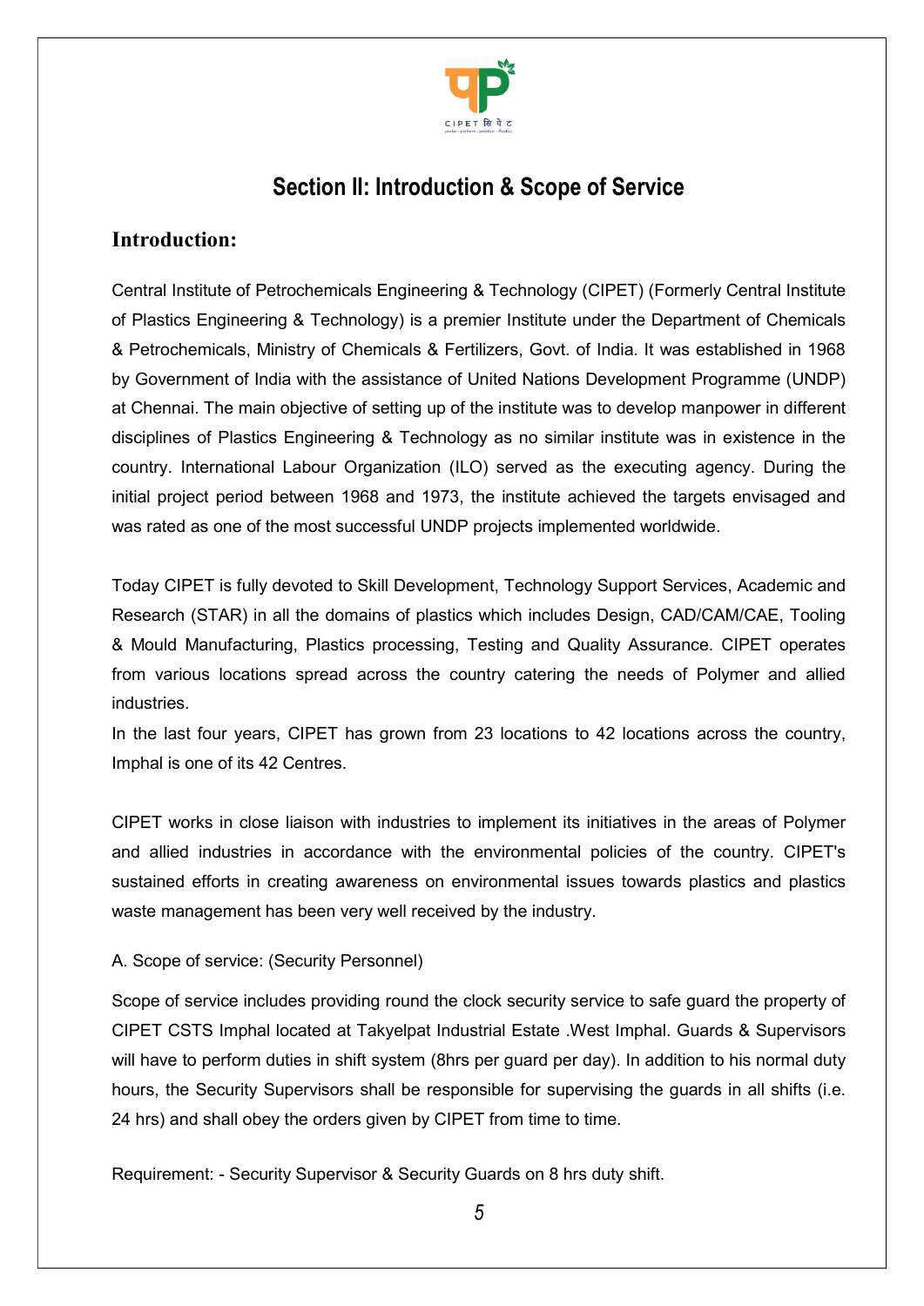## Section II: Introduction & Scope of Service

### Introduction:

Central Institute of Petrochemicals Engineering & Technology (CIPET) (Formerly Central Institute of Plastics Engineering & Technology) is a premier Institute under the Department of Chemicals & Petrochemicals, Ministry of Chemicals & Fertilizers, Govt. of India. It was established in 1968 by Government of India with the assistance of United Nations Development Programme (UNDP) at Chennai. The main objective of setting up of the institute was to develop manpower in different disciplines of Plastics Engineering & Technology as no similar institute was in existence in the country. International Labour Organization (ILO) served as the executing agency. During the initial project period between 1968 and 1973, the institute achieved the targets envisaged and was rated as one of the most successful UNDP projects implemented worldwide.

Today CIPET is fully devoted to Skill Development, Technology Support Services, Academic and Research (STAR) in all the domains of plastics which includes Design, CAD/CAM/CAE, Tooling & Mould Manufacturing, Plastics processing, Testing and Quality Assurance. CIPET operates from various locations spread across the country catering the needs of Polymer and allied industries.

In the last four years, CIPET has grown from 23 locations to 42 locations across the country, Imphal is one of its 42 Centres.

CIPET works in close liaison with industries to implement its initiatives in the areas of Polymer and allied industries in accordance with the environmental policies of the country. CIPET's sustained efforts in creating awareness on environmental issues towards plastics and plastics waste management has been very well received by the industry.

A. Scope of service: (Security Personnel)

Scope of service includes providing round the clock security service to safe guard the property of CIPET CSTS Imphal located at Takyelpat Industrial Estate .West Imphal. Guards & Supervisors will have to perform duties in shift system (8hrs per guard per day). In addition to his normal duty hours, the Security Supervisors shall be responsible for supervising the guards in all shifts (i.e. 24 hrs) and shall obey the orders given by CIPET from time to time.

Requirement: - Security Supervisor & Security Guards on 8 hrs duty shift.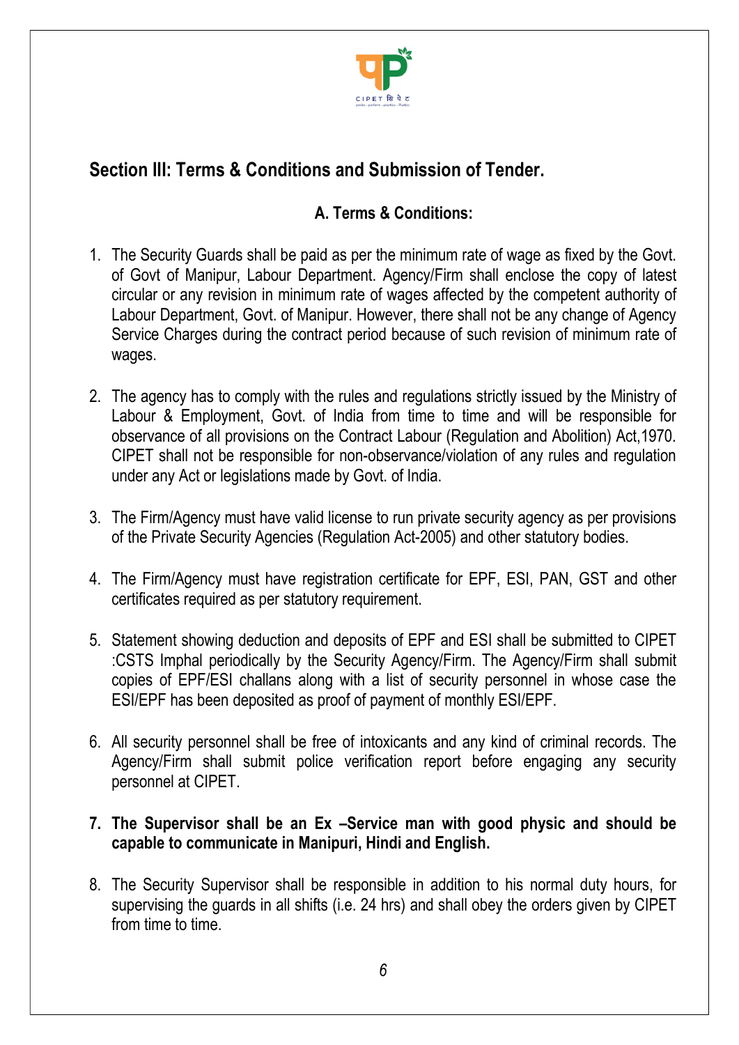## Section III: Terms & Conditions and Submission of Tender.

### A. Terms & Conditions:

1. The Security Guards shall be paid as per the minimum rate of wage as fixed by the Govt. of Govt of Manipur, Labour Department. Agency/Firm shall enclose the copy of latest circular or any revision in minimum rate of wages affected by the competent authority of Labour Department, Govt. of Manipur. However, there shall not be any change of Agency Service Charges during the contract period because of such revision of minimum rate of wages.

2. The agency has to comply with the rules and regulations strictly issued by the Ministry of Labour & Employment, Govt. of India from time to time and will be responsible for observance of all provisions on the Contract Labour (Regulation and Abolition) Act,1970. CIPET shall not be responsible for non-observance/violation of any rules and regulation under any Act or legislations made by Govt. of India.

3. The Firm/Agency must have valid license to run private security agency as per provisions of the Private Security Agencies (Regulation Act-2005) and other statutory bodies.

4. The Firm/Agency must have registration certificate for EPF, ESI, PAN, GST and other certificates required as per statutory requirement.

5. Statement showing deduction and deposits of EPF and ESI shall be submitted to CIPET :CSTS Imphal periodically by the Security Agency/Firm. The Agency/Firm shall submit copies of EPF/ESI challans along with a list of security personnel in whose case the ESI/EPF has been deposited as proof of payment of monthly ESI/EPF.

6. All security personnel shall be free of intoxicants and any kind of criminal records. The Agency/Firm shall submit police verification report before engaging any security personnel at CIPET.

7. **The Supervisor shall be an Ex –Service man with good physic and should be capable to communicate in Manipuri, Hindi and English.**

8. The Security Supervisor shall be responsible in addition to his normal duty hours, for supervising the guards in all shifts (i.e. 24 hrs) and shall obey the orders given by CIPET from time to time.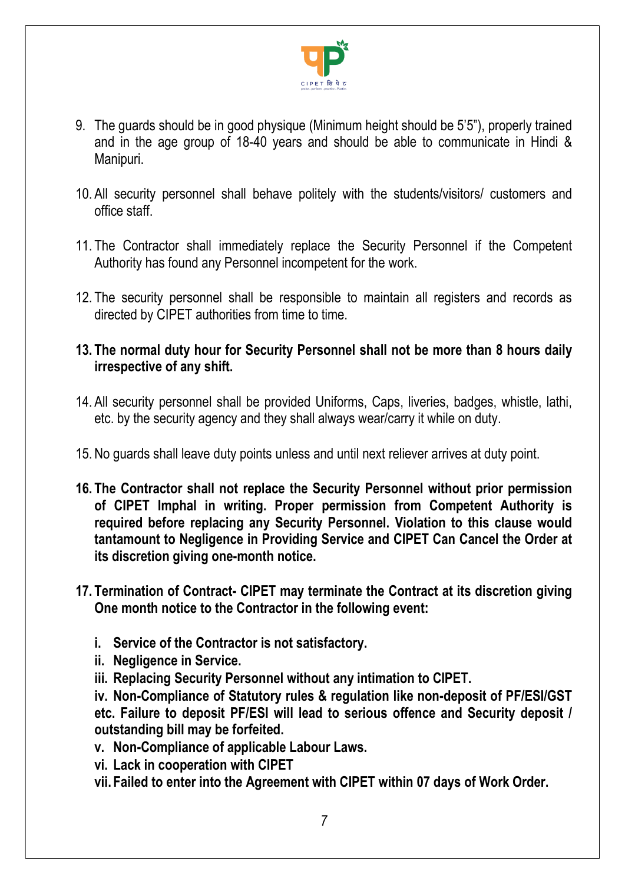9. The guards should be in good physique (Minimum height should be 5'5"), properly trained and in the age group of 18-40 years and should be able to communicate in Hindi & Manipuri.

10. All security personnel shall behave politely with the students/visitors/ customers and office staff.

11. The Contractor shall immediately replace the Security Personnel if the Competent Authority has found any Personnel incompetent for the work.

12. The security personnel shall be responsible to maintain all registers and records as directed by CIPET authorities from time to time.

13. **The normal duty hour for Security Personnel shall not be more than 8 hours daily irrespective of any shift.**

14. All security personnel shall be provided Uniforms, Caps, liveries, badges, whistle, lathi, etc. by the security agency and they shall always wear/carry it while on duty.

15. No guards shall leave duty points unless and until next reliever arrives at duty point.

16. **The Contractor shall not replace the Security Personnel without prior permission of CIPET Imphal in writing. Proper permission from Competent Authority is required before replacing any Security Personnel. Violation to this clause would tantamount to Negligence in Providing Service and CIPET Can Cancel the Order at its discretion giving one-month notice.**

17. **Termination of Contract- CIPET may terminate the Contract at its discretion giving One month notice to the Contractor in the following event:**

    i. **Service of the Contractor is not satisfactory.**
    ii. **Negligence in Service.**
    iii. **Replacing Security Personnel without any intimation to CIPET.**
    iv. **Non-Compliance of Statutory rules & regulation like non-deposit of PF/ESI/GST etc. Failure to deposit PF/ESI will lead to serious offence and Security deposit / outstanding bill may be forfeited.**
    v. **Non-Compliance of applicable Labour Laws.**
    vi. **Lack in cooperation with CIPET**
    vii. **Failed to enter into the Agreement with CIPET within 07 days of Work Order.**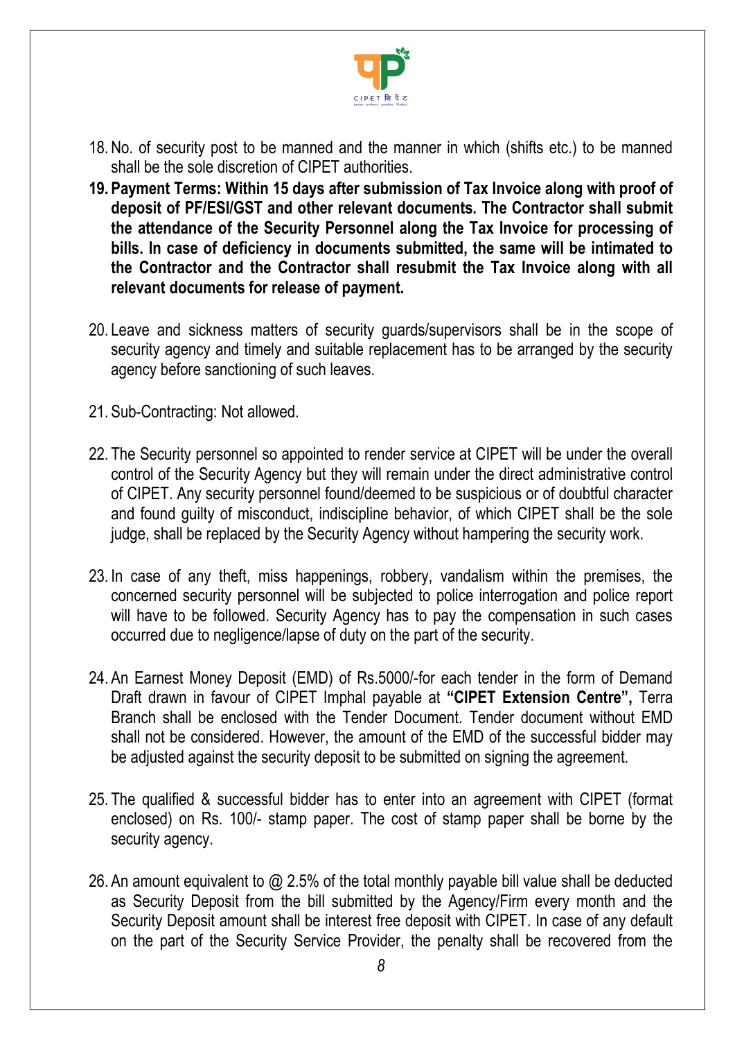18. No. of security post to be manned and the manner in which (shifts etc.) to be manned shall be the sole discretion of CIPET authorities.
19. **Payment Terms: Within 15 days after submission of Tax Invoice along with proof of deposit of PF/ESI/GST and other relevant documents. The Contractor shall submit the attendance of the Security Personnel along the Tax Invoice for processing of bills. In case of deficiency in documents submitted, the same will be intimated to the Contractor and the Contractor shall resubmit the Tax Invoice along with all relevant documents for release of payment.**
20. Leave and sickness matters of security guards/supervisors shall be in the scope of security agency and timely and suitable replacement has to be arranged by the security agency before sanctioning of such leaves.
21. Sub-Contracting: Not allowed.
22. The Security personnel so appointed to render service at CIPET will be under the overall control of the Security Agency but they will remain under the direct administrative control of CIPET. Any security personnel found/deemed to be suspicious or of doubtful character and found guilty of misconduct, indiscipline behavior, of which CIPET shall be the sole judge, shall be replaced by the Security Agency without hampering the security work.
23. In case of any theft, miss happenings, robbery, vandalism within the premises, the concerned security personnel will be subjected to police interrogation and police report will have to be followed. Security Agency has to pay the compensation in such cases occurred due to negligence/lapse of duty on the part of the security.
24. An Earnest Money Deposit (EMD) of Rs.5000/-for each tender in the form of Demand Draft drawn in favour of CIPET Imphal payable at **"CIPET Extension Centre",** Terra Branch shall be enclosed with the Tender Document. Tender document without EMD shall not be considered. However, the amount of the EMD of the successful bidder may be adjusted against the security deposit to be submitted on signing the agreement.
25. The qualified & successful bidder has to enter into an agreement with CIPET (format enclosed) on Rs. 100/- stamp paper. The cost of stamp paper shall be borne by the security agency.
26. An amount equivalent to @ 2.5% of the total monthly payable bill value shall be deducted as Security Deposit from the bill submitted by the Agency/Firm every month and the Security Deposit amount shall be interest free deposit with CIPET. In case of any default on the part of the Security Service Provider, the penalty shall be recovered from the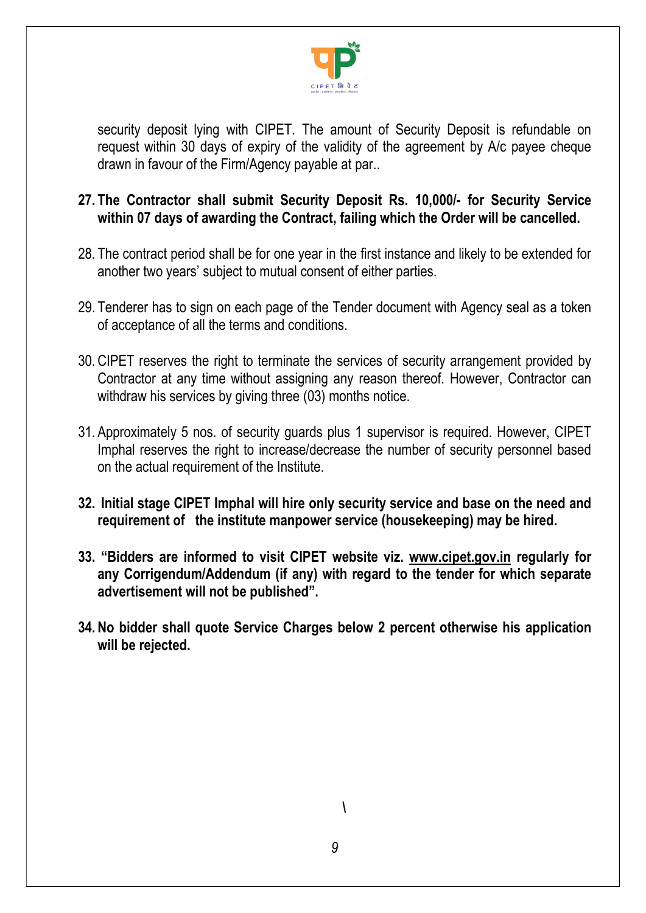security deposit lying with CIPET. The amount of Security Deposit is refundable on request within 30 days of expiry of the validity of the agreement by A/c payee cheque drawn in favour of the Firm/Agency payable at par..

27. **The Contractor shall submit Security Deposit Rs. 10,000/- for Security Service within 07 days of awarding the Contract, failing which the Order will be cancelled.**

28. The contract period shall be for one year in the first instance and likely to be extended for another two years' subject to mutual consent of either parties.

29. Tenderer has to sign on each page of the Tender document with Agency seal as a token of acceptance of all the terms and conditions.

30. CIPET reserves the right to terminate the services of security arrangement provided by Contractor at any time without assigning any reason thereof. However, Contractor can withdraw his services by giving three (03) months notice.

31. Approximately 5 nos. of security guards plus 1 supervisor is required. However, CIPET Imphal reserves the right to increase/decrease the number of security personnel based on the actual requirement of the Institute.

32. **Initial stage CIPET Imphal will hire only security service and base on the need and requirement of the institute manpower service (housekeeping) may be hired.**

33. **"Bidders are informed to visit CIPET website viz. www.cipet.gov.in regularly for any Corrigendum/Addendum (if any) with regard to the tender for which separate advertisement will not be published".**

34. **No bidder shall quote Service Charges below 2 percent otherwise his application will be rejected.**

\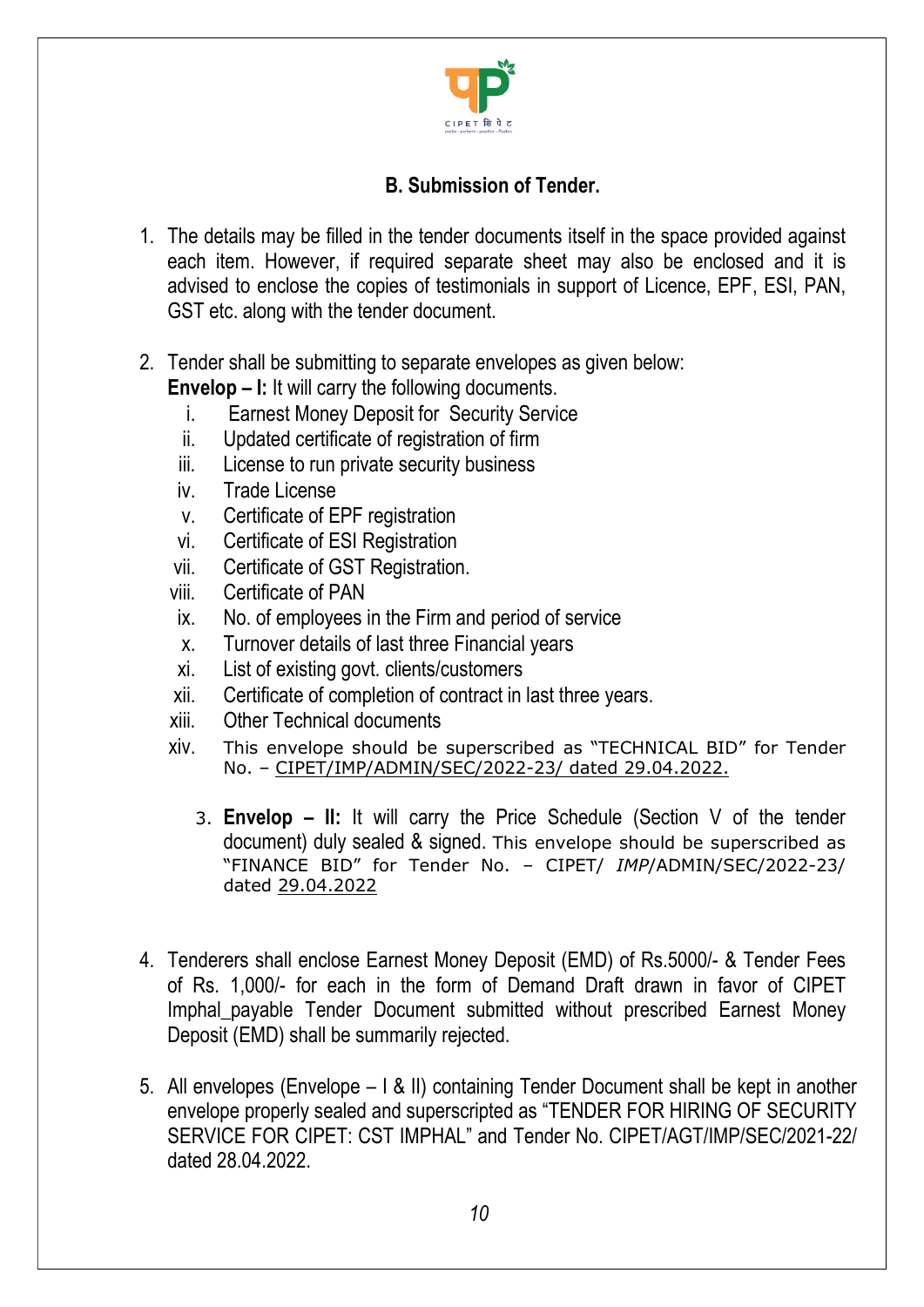## B. Submission of Tender.

1. The details may be filled in the tender documents itself in the space provided against each item. However, if required separate sheet may also be enclosed and it is advised to enclose the copies of testimonials in support of Licence, EPF, ESI, PAN, GST etc. along with the tender document.

2. Tender shall be submitting to separate envelopes as given below:
   **Envelop – I:** It will carry the following documents.
   i. Earnest Money Deposit for Security Service
   ii. Updated certificate of registration of firm
   iii. License to run private security business
   iv. Trade License
   v. Certificate of EPF registration
   vi. Certificate of ESI Registration
   vii. Certificate of GST Registration.
   viii. Certificate of PAN
   ix. No. of employees in the Firm and period of service
   x. Turnover details of last three Financial years
   xi. List of existing govt. clients/customers
   xii. Certificate of completion of contract in last three years.
   xiii. Other Technical documents
   xiv. This envelope should be superscribed as "TECHNICAL BID" for Tender No. – <u>CIPET/IMP/ADMIN/SEC/2022-23/ dated 29.04.2022.</u>

3. **Envelop – II:** It will carry the Price Schedule (Section V of the tender document) duly sealed & signed. This envelope should be superscribed as "FINANCE BID" for Tender No. – CIPET/ *IMP*/ADMIN/SEC/2022-23/ dated <u>29.04.2022</u>

4. Tenderers shall enclose Earnest Money Deposit (EMD) of Rs.5000/- & Tender Fees of Rs. 1,000/- for each in the form of Demand Draft drawn in favor of CIPET Imphal_payable Tender Document submitted without prescribed Earnest Money Deposit (EMD) shall be summarily rejected.

5. All envelopes (Envelope – I & II) containing Tender Document shall be kept in another envelope properly sealed and superscripted as "TENDER FOR HIRING OF SECURITY SERVICE FOR CIPET: CST IMPHAL" and Tender No. CIPET/AGT/IMP/SEC/2021-22/ dated 28.04.2022.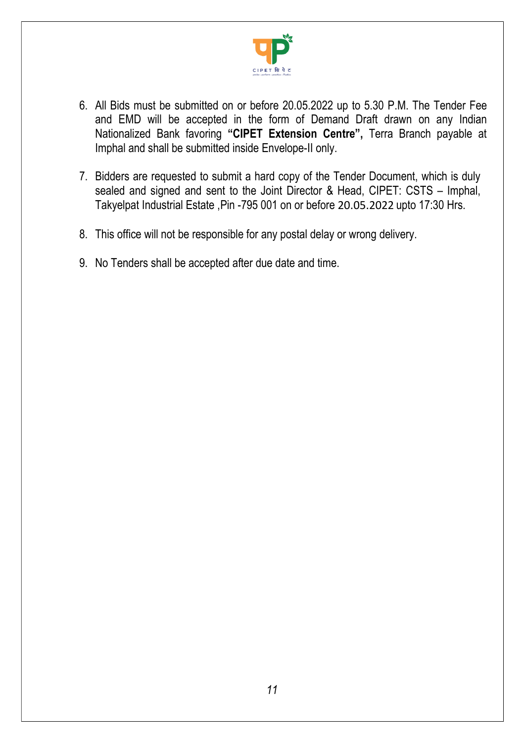6. All Bids must be submitted on or before 20.05.2022 up to 5.30 P.M. The Tender Fee and EMD will be accepted in the form of Demand Draft drawn on any Indian Nationalized Bank favoring **"CIPET Extension Centre",** Terra Branch payable at Imphal and shall be submitted inside Envelope-II only.

7. Bidders are requested to submit a hard copy of the Tender Document, which is duly sealed and signed and sent to the Joint Director & Head, CIPET: CSTS – Imphal, Takyelpat Industrial Estate ,Pin -795 001 on or before 20.05.2022 upto 17:30 Hrs.

8. This office will not be responsible for any postal delay or wrong delivery.

9. No Tenders shall be accepted after due date and time.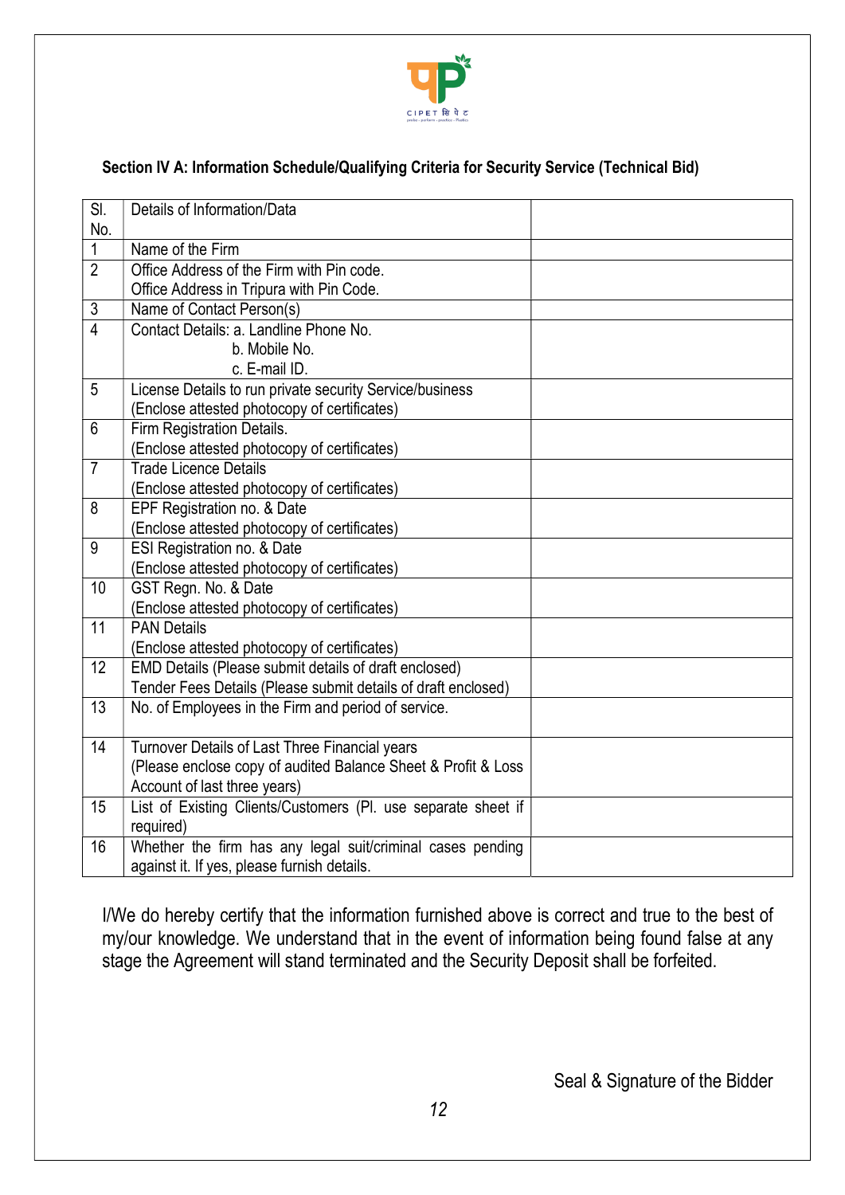### Section IV A: Information Schedule/Qualifying Criteria for Security Service (Technical Bid)

| Sl. No. | Details of Information/Data | |
|---|---|---|
| 1 | Name of the Firm | |
| 2 | Office Address of the Firm with Pin code.<br>Office Address in Tripura with Pin Code. | |
| 3 | Name of Contact Person(s) | |
| 4 | Contact Details: a. Landline Phone No.<br>b. Mobile No.<br>c. E-mail ID. | |
| 5 | License Details to run private security Service/business<br>(Enclose attested photocopy of certificates) | |
| 6 | Firm Registration Details.<br>(Enclose attested photocopy of certificates) | |
| 7 | Trade Licence Details<br>(Enclose attested photocopy of certificates) | |
| 8 | EPF Registration no. & Date<br>(Enclose attested photocopy of certificates) | |
| 9 | ESI Registration no. & Date<br>(Enclose attested photocopy of certificates) | |
| 10 | GST Regn. No. & Date<br>(Enclose attested photocopy of certificates) | |
| 11 | PAN Details<br>(Enclose attested photocopy of certificates) | |
| 12 | EMD Details (Please submit details of draft enclosed)<br>Tender Fees Details (Please submit details of draft enclosed) | |
| 13 | No. of Employees in the Firm and period of service. | |
| 14 | Turnover Details of Last Three Financial years<br>(Please enclose copy of audited Balance Sheet & Profit & Loss Account of last three years) | |
| 15 | List of Existing Clients/Customers (Pl. use separate sheet if required) | |
| 16 | Whether the firm has any legal suit/criminal cases pending against it. If yes, please furnish details. | |

I/We do hereby certify that the information furnished above is correct and true to the best of my/our knowledge. We understand that in the event of information being found false at any stage the Agreement will stand terminated and the Security Deposit shall be forfeited.

Seal & Signature of the Bidder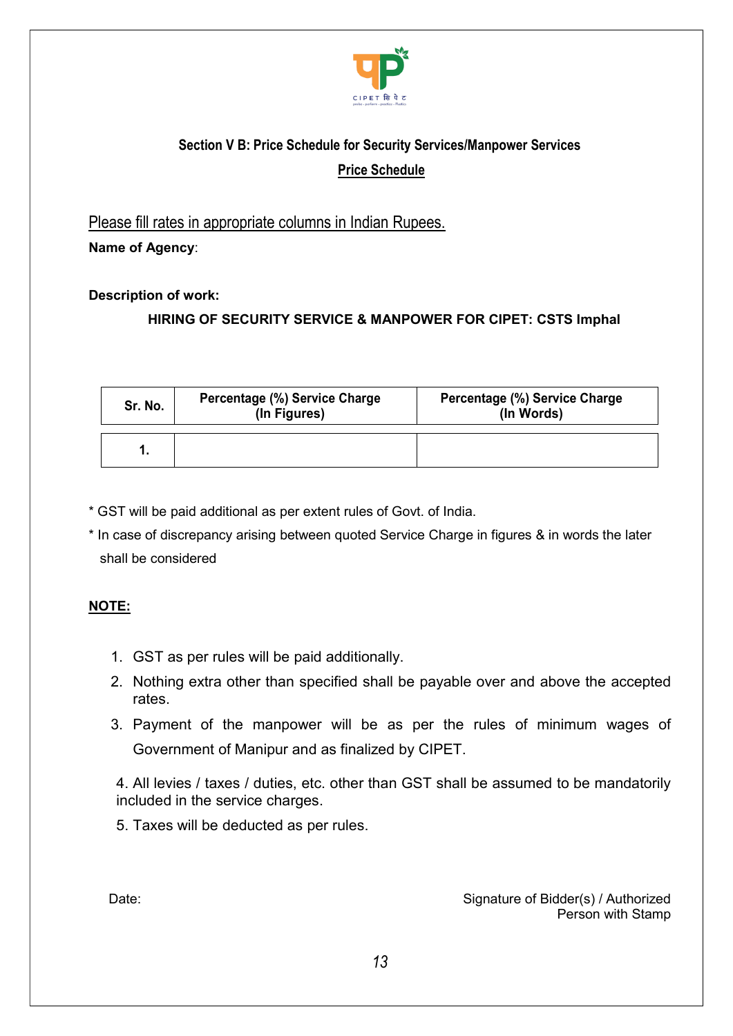## Section V B: Price Schedule for Security Services/Manpower Services

### Price Schedule

Please fill rates in appropriate columns in Indian Rupees.

**Name of Agency**:

**Description of work:**

**HIRING OF SECURITY SERVICE & MANPOWER FOR CIPET: CSTS Imphal**

| Sr. No. | Percentage (%) Service Charge (In Figures) | Percentage (%) Service Charge (In Words) |
|---|---|---|
| **1.** | | |

* GST will be paid additional as per extent rules of Govt. of India.
* In case of discrepancy arising between quoted Service Charge in figures & in words the later shall be considered

**NOTE:**

1. GST as per rules will be paid additionally.
2. Nothing extra other than specified shall be payable over and above the accepted rates.
3. Payment of the manpower will be as per the rules of minimum wages of Government of Manipur and as finalized by CIPET.
4. All levies / taxes / duties, etc. other than GST shall be assumed to be mandatorily included in the service charges.
5. Taxes will be deducted as per rules.

Date:

Signature of Bidder(s) / Authorized Person with Stamp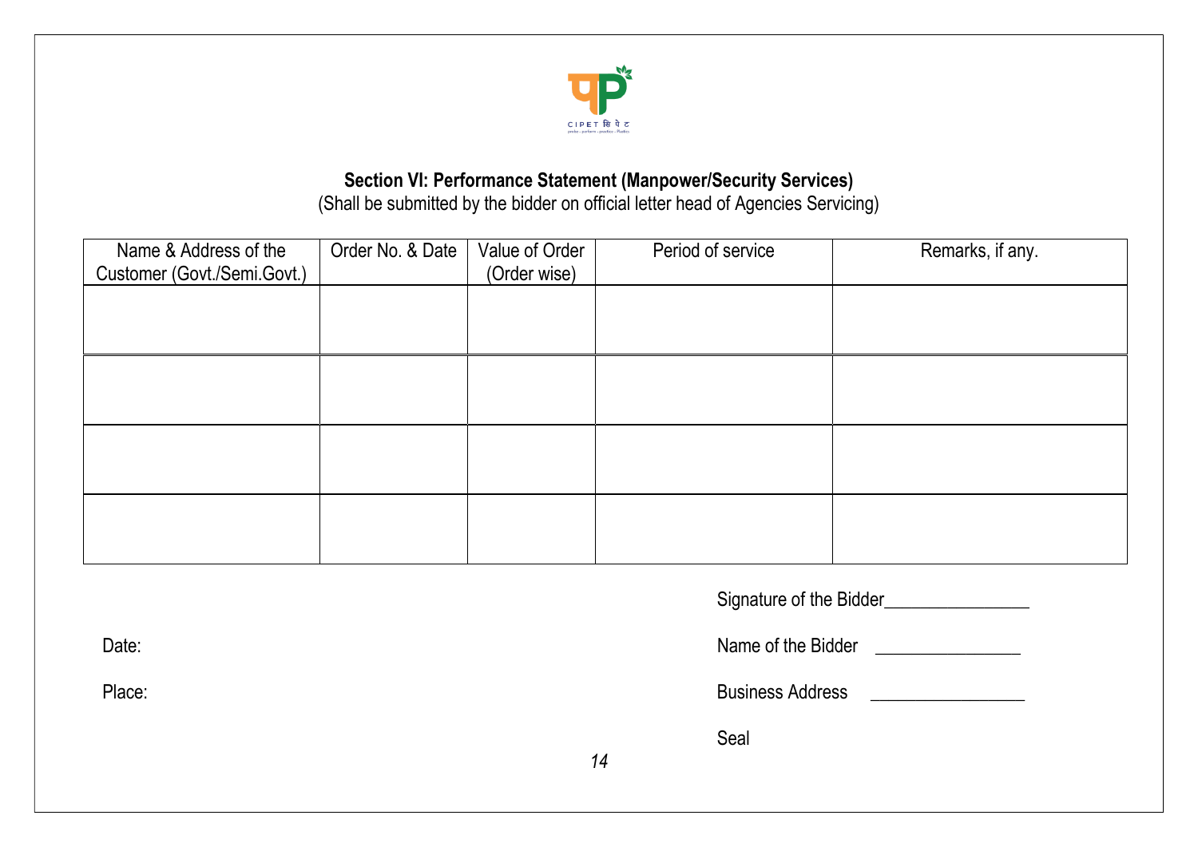### Section VI: Performance Statement (Manpower/Security Services)

(Shall be submitted by the bidder on official letter head of Agencies Servicing)

| Name & Address of the Customer (Govt./Semi.Govt.) | Order No. & Date | Value of Order (Order wise) | Period of service | Remarks, if any. |
|---|---|---|---|---|
| | | | | |
| | | | | |
| | | | | |
| | | | | |

Signature of the Bidder________________

Date:

Name of the Bidder ________________

Place:

Business Address ________________

Seal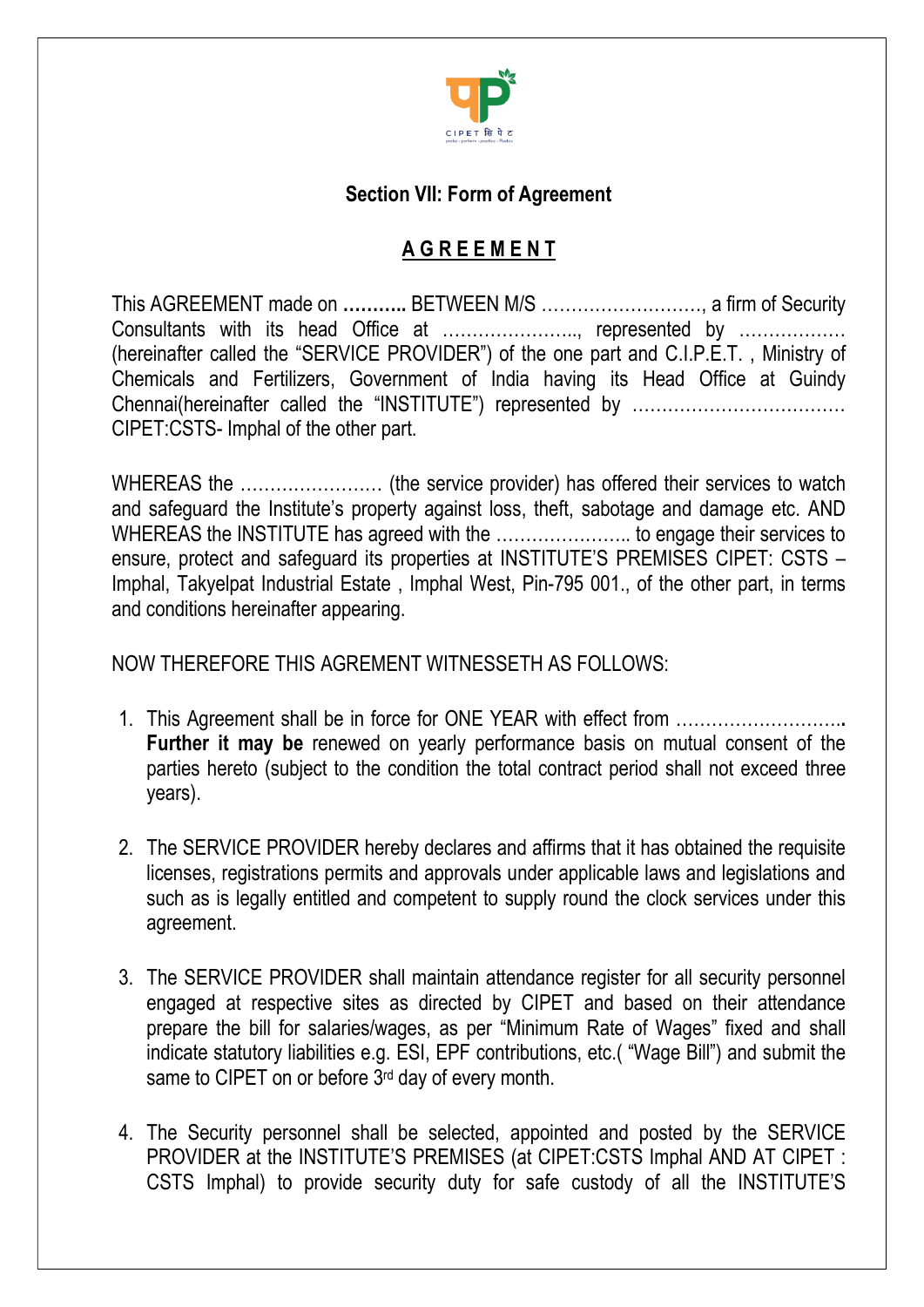### Section VII: Form of Agreement

## A G R E E M E N T

This AGREEMENT made on **………..** BETWEEN M/S ………………………, a firm of Security Consultants with its head Office at ………………….., represented by ……………… (hereinafter called the "SERVICE PROVIDER") of the one part and C.I.P.E.T. , Ministry of Chemicals and Fertilizers, Government of India having its Head Office at Guindy Chennai(hereinafter called the "INSTITUTE") represented by ……………………………… CIPET:CSTS- Imphal of the other part.

WHEREAS the …………………… (the service provider) has offered their services to watch and safeguard the Institute's property against loss, theft, sabotage and damage etc. AND WHEREAS the INSTITUTE has agreed with the ………………….. to engage their services to ensure, protect and safeguard its properties at INSTITUTE'S PREMISES CIPET: CSTS – Imphal, Takyelpat Industrial Estate , Imphal West, Pin-795 001., of the other part, in terms and conditions hereinafter appearing.

NOW THEREFORE THIS AGREMENT WITNESSETH AS FOLLOWS:

1. This Agreement shall be in force for ONE YEAR with effect from ……………………….**. Further it may be** renewed on yearly performance basis on mutual consent of the parties hereto (subject to the condition the total contract period shall not exceed three years).
2. The SERVICE PROVIDER hereby declares and affirms that it has obtained the requisite licenses, registrations permits and approvals under applicable laws and legislations and such as is legally entitled and competent to supply round the clock services under this agreement.
3. The SERVICE PROVIDER shall maintain attendance register for all security personnel engaged at respective sites as directed by CIPET and based on their attendance prepare the bill for salaries/wages, as per "Minimum Rate of Wages" fixed and shall indicate statutory liabilities e.g. ESI, EPF contributions, etc.( "Wage Bill") and submit the same to CIPET on or before 3rd day of every month.
4. The Security personnel shall be selected, appointed and posted by the SERVICE PROVIDER at the INSTITUTE'S PREMISES (at CIPET:CSTS Imphal AND AT CIPET : CSTS Imphal) to provide security duty for safe custody of all the INSTITUTE'S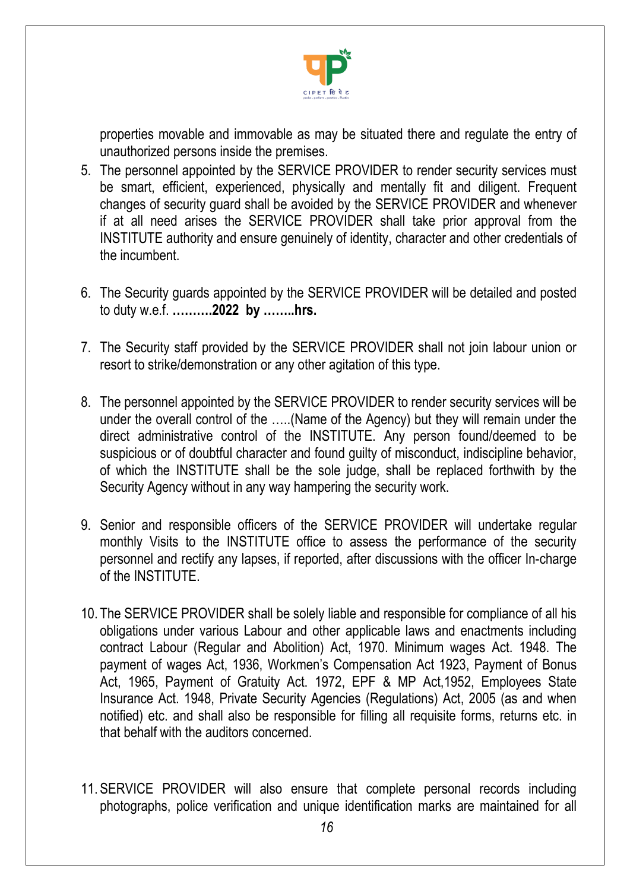properties movable and immovable as may be situated there and regulate the entry of unauthorized persons inside the premises.

5. The personnel appointed by the SERVICE PROVIDER to render security services must be smart, efficient, experienced, physically and mentally fit and diligent. Frequent changes of security guard shall be avoided by the SERVICE PROVIDER and whenever if at all need arises the SERVICE PROVIDER shall take prior approval from the INSTITUTE authority and ensure genuinely of identity, character and other credentials of the incumbent.

6. The Security guards appointed by the SERVICE PROVIDER will be detailed and posted to duty w.e.f. **……….2022 by ……..hrs.**

7. The Security staff provided by the SERVICE PROVIDER shall not join labour union or resort to strike/demonstration or any other agitation of this type.

8. The personnel appointed by the SERVICE PROVIDER to render security services will be under the overall control of the …..(Name of the Agency) but they will remain under the direct administrative control of the INSTITUTE. Any person found/deemed to be suspicious or of doubtful character and found guilty of misconduct, indiscipline behavior, of which the INSTITUTE shall be the sole judge, shall be replaced forthwith by the Security Agency without in any way hampering the security work.

9. Senior and responsible officers of the SERVICE PROVIDER will undertake regular monthly Visits to the INSTITUTE office to assess the performance of the security personnel and rectify any lapses, if reported, after discussions with the officer In-charge of the INSTITUTE.

10. The SERVICE PROVIDER shall be solely liable and responsible for compliance of all his obligations under various Labour and other applicable laws and enactments including contract Labour (Regular and Abolition) Act, 1970. Minimum wages Act. 1948. The payment of wages Act, 1936, Workmen's Compensation Act 1923, Payment of Bonus Act, 1965, Payment of Gratuity Act. 1972, EPF & MP Act,1952, Employees State Insurance Act. 1948, Private Security Agencies (Regulations) Act, 2005 (as and when notified) etc. and shall also be responsible for filling all requisite forms, returns etc. in that behalf with the auditors concerned.

11. SERVICE PROVIDER will also ensure that complete personal records including photographs, police verification and unique identification marks are maintained for all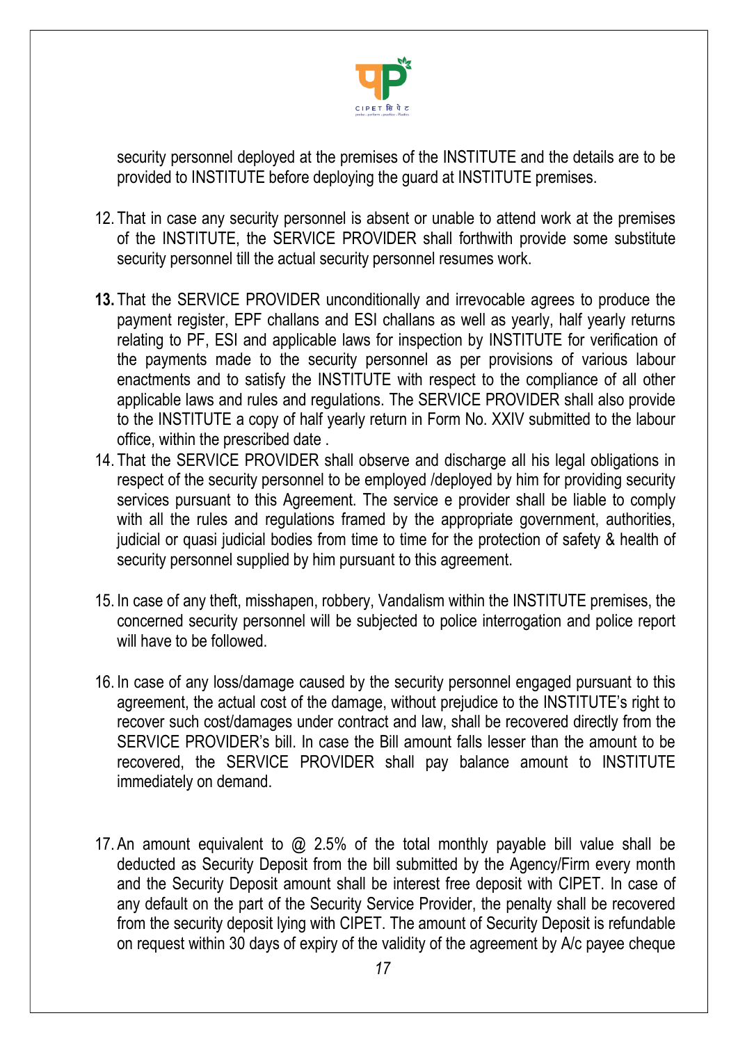security personnel deployed at the premises of the INSTITUTE and the details are to be provided to INSTITUTE before deploying the guard at INSTITUTE premises.

12. That in case any security personnel is absent or unable to attend work at the premises of the INSTITUTE, the SERVICE PROVIDER shall forthwith provide some substitute security personnel till the actual security personnel resumes work.

**13.** That the SERVICE PROVIDER unconditionally and irrevocable agrees to produce the payment register, EPF challans and ESI challans as well as yearly, half yearly returns relating to PF, ESI and applicable laws for inspection by INSTITUTE for verification of the payments made to the security personnel as per provisions of various labour enactments and to satisfy the INSTITUTE with respect to the compliance of all other applicable laws and rules and regulations. The SERVICE PROVIDER shall also provide to the INSTITUTE a copy of half yearly return in Form No. XXIV submitted to the labour office, within the prescribed date .

14. That the SERVICE PROVIDER shall observe and discharge all his legal obligations in respect of the security personnel to be employed /deployed by him for providing security services pursuant to this Agreement. The service e provider shall be liable to comply with all the rules and regulations framed by the appropriate government, authorities, judicial or quasi judicial bodies from time to time for the protection of safety & health of security personnel supplied by him pursuant to this agreement.

15. In case of any theft, misshapen, robbery, Vandalism within the INSTITUTE premises, the concerned security personnel will be subjected to police interrogation and police report will have to be followed.

16. In case of any loss/damage caused by the security personnel engaged pursuant to this agreement, the actual cost of the damage, without prejudice to the INSTITUTE's right to recover such cost/damages under contract and law, shall be recovered directly from the SERVICE PROVIDER's bill. In case the Bill amount falls lesser than the amount to be recovered, the SERVICE PROVIDER shall pay balance amount to INSTITUTE immediately on demand.

17. An amount equivalent to @ 2.5% of the total monthly payable bill value shall be deducted as Security Deposit from the bill submitted by the Agency/Firm every month and the Security Deposit amount shall be interest free deposit with CIPET. In case of any default on the part of the Security Service Provider, the penalty shall be recovered from the security deposit lying with CIPET. The amount of Security Deposit is refundable on request within 30 days of expiry of the validity of the agreement by A/c payee cheque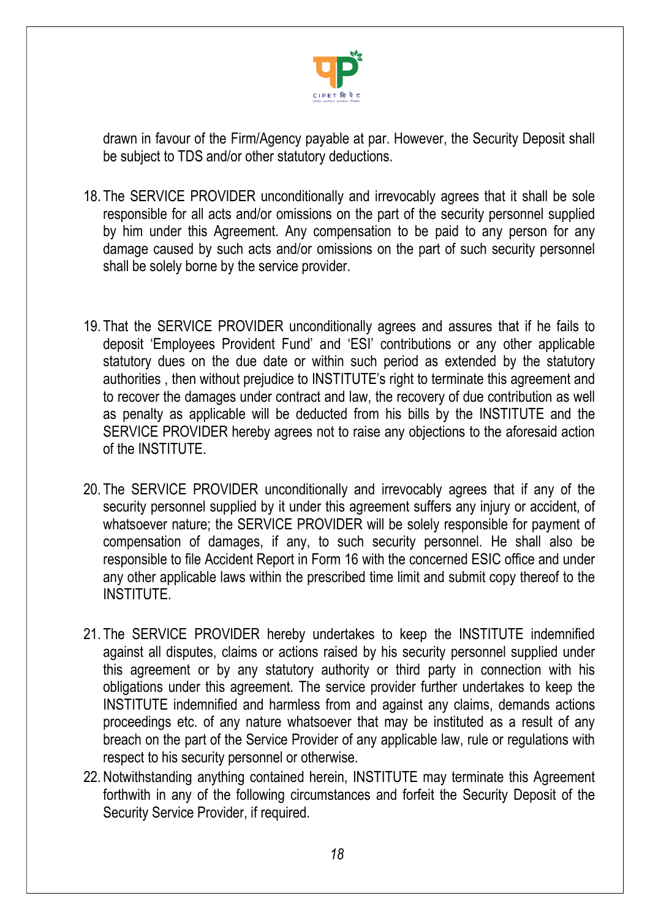drawn in favour of the Firm/Agency payable at par. However, the Security Deposit shall be subject to TDS and/or other statutory deductions.

18. The SERVICE PROVIDER unconditionally and irrevocably agrees that it shall be sole responsible for all acts and/or omissions on the part of the security personnel supplied by him under this Agreement. Any compensation to be paid to any person for any damage caused by such acts and/or omissions on the part of such security personnel shall be solely borne by the service provider.

19. That the SERVICE PROVIDER unconditionally agrees and assures that if he fails to deposit 'Employees Provident Fund' and 'ESI' contributions or any other applicable statutory dues on the due date or within such period as extended by the statutory authorities , then without prejudice to INSTITUTE's right to terminate this agreement and to recover the damages under contract and law, the recovery of due contribution as well as penalty as applicable will be deducted from his bills by the INSTITUTE and the SERVICE PROVIDER hereby agrees not to raise any objections to the aforesaid action of the INSTITUTE.

20. The SERVICE PROVIDER unconditionally and irrevocably agrees that if any of the security personnel supplied by it under this agreement suffers any injury or accident, of whatsoever nature; the SERVICE PROVIDER will be solely responsible for payment of compensation of damages, if any, to such security personnel. He shall also be responsible to file Accident Report in Form 16 with the concerned ESIC office and under any other applicable laws within the prescribed time limit and submit copy thereof to the INSTITUTE.

21. The SERVICE PROVIDER hereby undertakes to keep the INSTITUTE indemnified against all disputes, claims or actions raised by his security personnel supplied under this agreement or by any statutory authority or third party in connection with his obligations under this agreement. The service provider further undertakes to keep the INSTITUTE indemnified and harmless from and against any claims, demands actions proceedings etc. of any nature whatsoever that may be instituted as a result of any breach on the part of the Service Provider of any applicable law, rule or regulations with respect to his security personnel or otherwise.

22. Notwithstanding anything contained herein, INSTITUTE may terminate this Agreement forthwith in any of the following circumstances and forfeit the Security Deposit of the Security Service Provider, if required.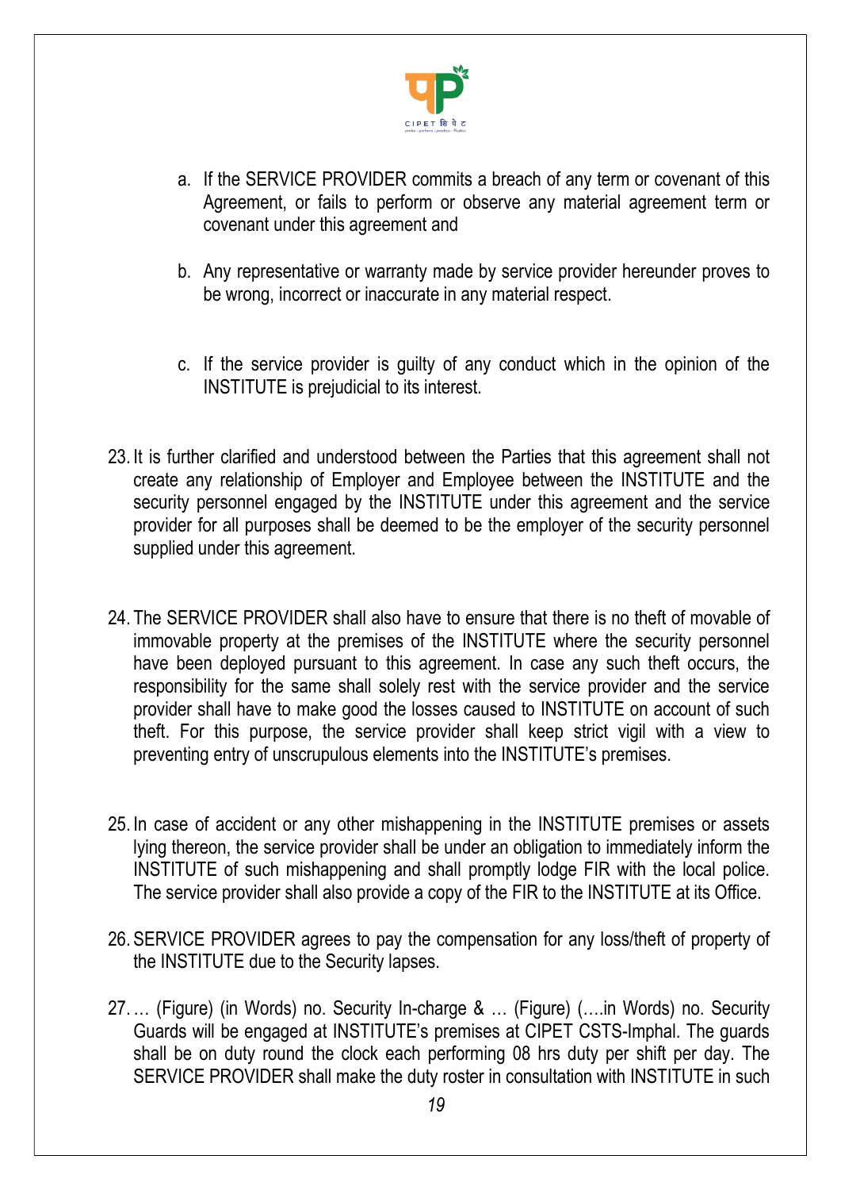a. If the SERVICE PROVIDER commits a breach of any term or covenant of this Agreement, or fails to perform or observe any material agreement term or covenant under this agreement and

b. Any representative or warranty made by service provider hereunder proves to be wrong, incorrect or inaccurate in any material respect.

c. If the service provider is guilty of any conduct which in the opinion of the INSTITUTE is prejudicial to its interest.

23. It is further clarified and understood between the Parties that this agreement shall not create any relationship of Employer and Employee between the INSTITUTE and the security personnel engaged by the INSTITUTE under this agreement and the service provider for all purposes shall be deemed to be the employer of the security personnel supplied under this agreement.

24. The SERVICE PROVIDER shall also have to ensure that there is no theft of movable of immovable property at the premises of the INSTITUTE where the security personnel have been deployed pursuant to this agreement. In case any such theft occurs, the responsibility for the same shall solely rest with the service provider and the service provider shall have to make good the losses caused to INSTITUTE on account of such theft. For this purpose, the service provider shall keep strict vigil with a view to preventing entry of unscrupulous elements into the INSTITUTE's premises.

25. In case of accident or any other mishappening in the INSTITUTE premises or assets lying thereon, the service provider shall be under an obligation to immediately inform the INSTITUTE of such mishappening and shall promptly lodge FIR with the local police. The service provider shall also provide a copy of the FIR to the INSTITUTE at its Office.

26. SERVICE PROVIDER agrees to pay the compensation for any loss/theft of property of the INSTITUTE due to the Security lapses.

27. … (Figure) (in Words) no. Security In-charge & … (Figure) (….in Words) no. Security Guards will be engaged at INSTITUTE's premises at CIPET CSTS-Imphal. The guards shall be on duty round the clock each performing 08 hrs duty per shift per day. The SERVICE PROVIDER shall make the duty roster in consultation with INSTITUTE in such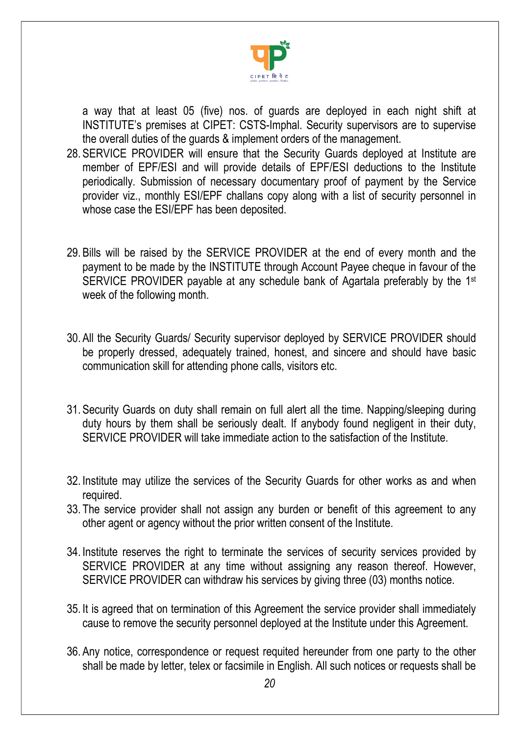a way that at least 05 (five) nos. of guards are deployed in each night shift at INSTITUTE's premises at CIPET: CSTS-Imphal. Security supervisors are to supervise the overall duties of the guards & implement orders of the management.

28. SERVICE PROVIDER will ensure that the Security Guards deployed at Institute are member of EPF/ESI and will provide details of EPF/ESI deductions to the Institute periodically. Submission of necessary documentary proof of payment by the Service provider viz., monthly ESI/EPF challans copy along with a list of security personnel in whose case the ESI/EPF has been deposited.

29. Bills will be raised by the SERVICE PROVIDER at the end of every month and the payment to be made by the INSTITUTE through Account Payee cheque in favour of the SERVICE PROVIDER payable at any schedule bank of Agartala preferably by the 1st week of the following month.

30. All the Security Guards/ Security supervisor deployed by SERVICE PROVIDER should be properly dressed, adequately trained, honest, and sincere and should have basic communication skill for attending phone calls, visitors etc.

31. Security Guards on duty shall remain on full alert all the time. Napping/sleeping during duty hours by them shall be seriously dealt. If anybody found negligent in their duty, SERVICE PROVIDER will take immediate action to the satisfaction of the Institute.

32. Institute may utilize the services of the Security Guards for other works as and when required.

33. The service provider shall not assign any burden or benefit of this agreement to any other agent or agency without the prior written consent of the Institute.

34. Institute reserves the right to terminate the services of security services provided by SERVICE PROVIDER at any time without assigning any reason thereof. However, SERVICE PROVIDER can withdraw his services by giving three (03) months notice.

35. It is agreed that on termination of this Agreement the service provider shall immediately cause to remove the security personnel deployed at the Institute under this Agreement.

36. Any notice, correspondence or request requited hereunder from one party to the other shall be made by letter, telex or facsimile in English. All such notices or requests shall be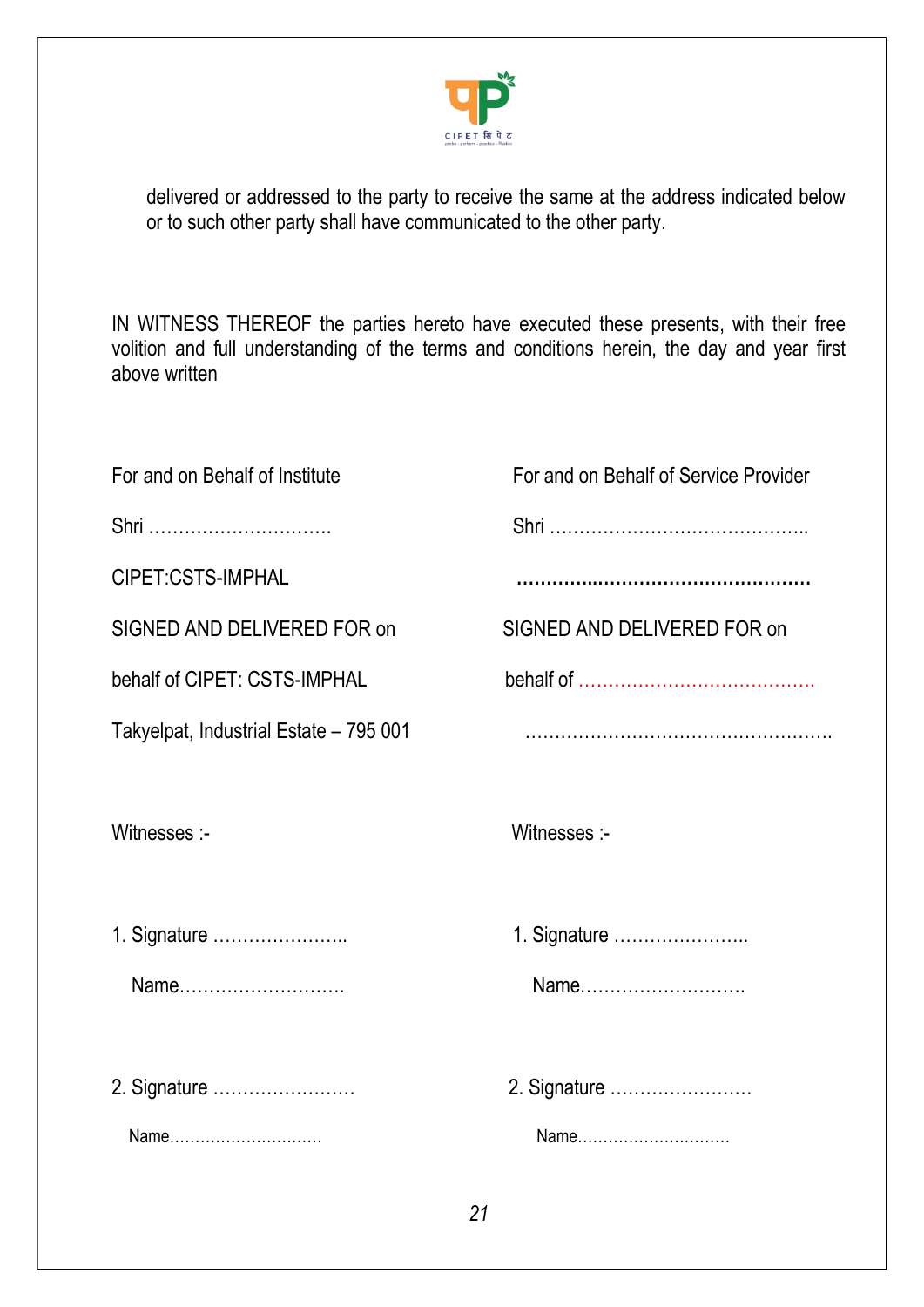delivered or addressed to the party to receive the same at the address indicated below or to such other party shall have communicated to the other party.

IN WITNESS THEREOF the parties hereto have executed these presents, with their free volition and full understanding of the terms and conditions herein, the day and year first above written

| For and on Behalf of Institute | For and on Behalf of Service Provider |
|---|---|
| Shri ………………………… | Shri …………………………………… |
| CIPET:CSTS-IMPHAL | ………….……………………………… |
| SIGNED AND DELIVERED FOR on | SIGNED AND DELIVERED FOR on |
| behalf of CIPET: CSTS-IMPHAL | behalf of ………………………………… |
| Takyelpat, Industrial Estate – 795 001 | ……………………………………………. |

| Witnesses :- | Witnesses :- |
|---|---|
| 1. Signature ………………….. | 1. Signature ………………….. |
| Name……………………… | Name……………………… |
| 2. Signature …………………… | 2. Signature …………………… |
| Name………………………… | Name………………………… |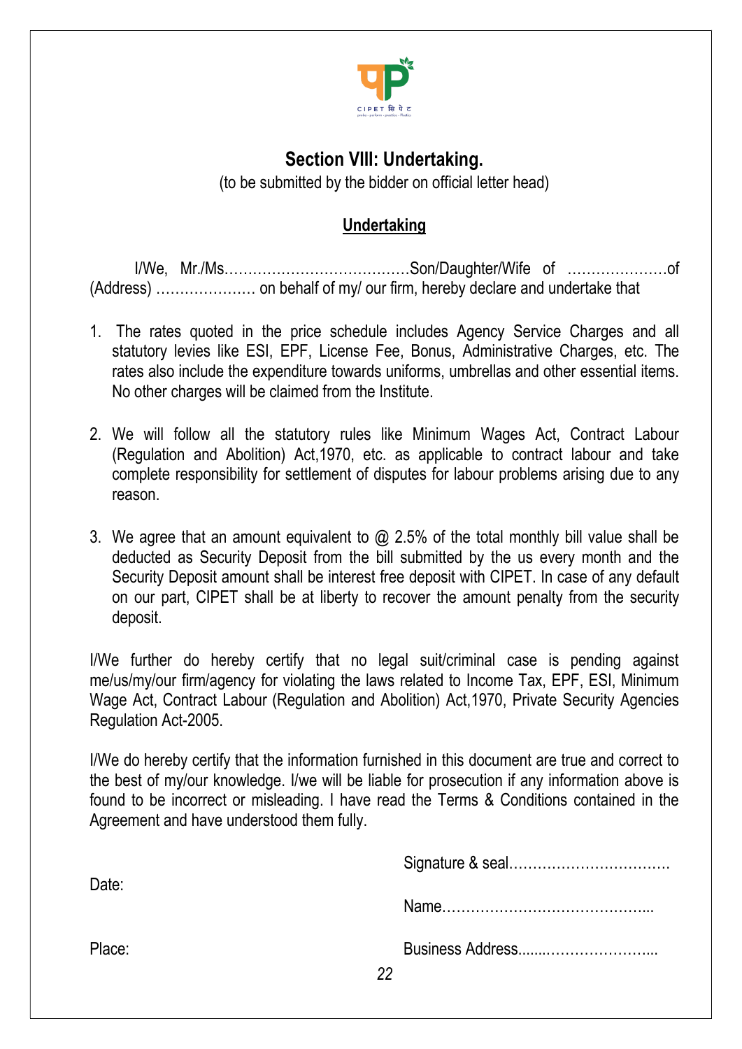## Section VIII: Undertaking.

(to be submitted by the bidder on official letter head)

**Undertaking**

I/We, Mr./Ms…………………………………Son/Daughter/Wife of …………………of (Address) ………………… on behalf of my/ our firm, hereby declare and undertake that

1. The rates quoted in the price schedule includes Agency Service Charges and all statutory levies like ESI, EPF, License Fee, Bonus, Administrative Charges, etc. The rates also include the expenditure towards uniforms, umbrellas and other essential items. No other charges will be claimed from the Institute.

2. We will follow all the statutory rules like Minimum Wages Act, Contract Labour (Regulation and Abolition) Act,1970, etc. as applicable to contract labour and take complete responsibility for settlement of disputes for labour problems arising due to any reason.

3. We agree that an amount equivalent to @ 2.5% of the total monthly bill value shall be deducted as Security Deposit from the bill submitted by the us every month and the Security Deposit amount shall be interest free deposit with CIPET. In case of any default on our part, CIPET shall be at liberty to recover the amount penalty from the security deposit.

I/We further do hereby certify that no legal suit/criminal case is pending against me/us/my/our firm/agency for violating the laws related to Income Tax, EPF, ESI, Minimum Wage Act, Contract Labour (Regulation and Abolition) Act,1970, Private Security Agencies Regulation Act-2005.

I/We do hereby certify that the information furnished in this document are true and correct to the best of my/our knowledge. I/we will be liable for prosecution if any information above is found to be incorrect or misleading. I have read the Terms & Conditions contained in the Agreement and have understood them fully.

Signature & seal…………………………….

Date:

Name……………………………………...

Place:

Business Address.......…………………...